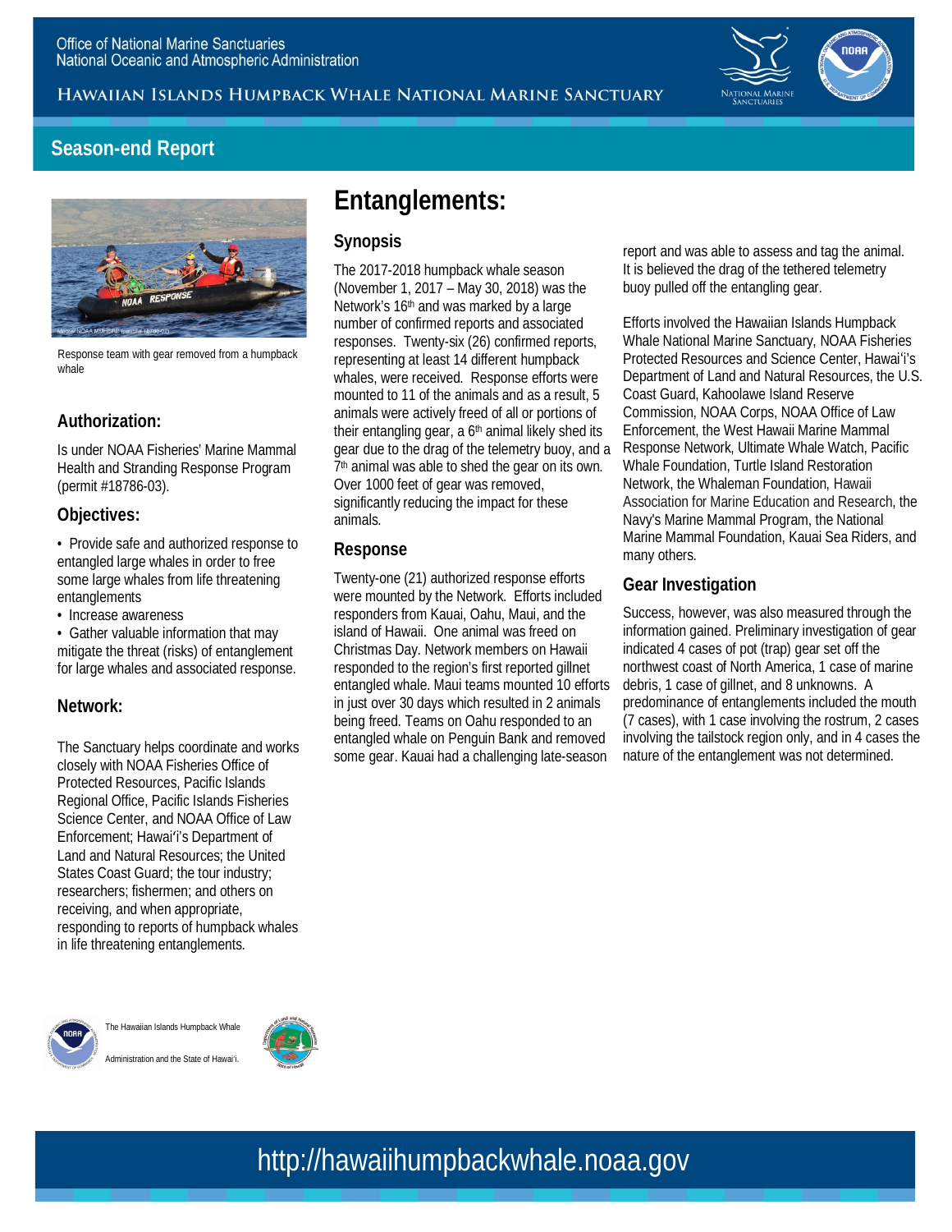Office of National Marine Sanctuaries
National Oceanic and Atmospheric Administration

HAWAIIAN ISLANDS HUMPBACK WHALE NATIONAL MARINE SANCTUARY

## Season-end Report

Response team with gear removed from a humpback whale

### Authorization:

Is under NOAA Fisheries' Marine Mammal Health and Stranding Response Program (permit #18786-03).

### Objectives:

- Provide safe and authorized response to entangled large whales in order to free some large whales from life threatening entanglements
- Increase awareness
- Gather valuable information that may mitigate the threat (risks) of entanglement for large whales and associated response.

### Network:

The Sanctuary helps coordinate and works closely with NOAA Fisheries Office of Protected Resources, Pacific Islands Regional Office, Pacific Islands Fisheries Science Center, and NOAA Office of Law Enforcement; Hawaiʻi's Department of Land and Natural Resources; the United States Coast Guard; the tour industry; researchers; fishermen; and others on receiving, and when appropriate, responding to reports of humpback whales in life threatening entanglements.

# Entanglements:

### Synopsis

The 2017-2018 humpback whale season (November 1, 2017 – May 30, 2018) was the Network's 16th and was marked by a large number of confirmed reports and associated responses. Twenty-six (26) confirmed reports, representing at least 14 different humpback whales, were received. Response efforts were mounted to 11 of the animals and as a result, 5 animals were actively freed of all or portions of their entangling gear, a 6th animal likely shed its gear due to the drag of the telemetry buoy, and a 7th animal was able to shed the gear on its own. Over 1000 feet of gear was removed, significantly reducing the impact for these animals.

### Response

Twenty-one (21) authorized response efforts were mounted by the Network. Efforts included responders from Kauai, Oahu, Maui, and the island of Hawaii. One animal was freed on Christmas Day. Network members on Hawaii responded to the region's first reported gillnet entangled whale. Maui teams mounted 10 efforts in just over 30 days which resulted in 2 animals being freed. Teams on Oahu responded to an entangled whale on Penguin Bank and removed some gear. Kauai had a challenging late-season report and was able to assess and tag the animal. It is believed the drag of the tethered telemetry buoy pulled off the entangling gear.

Efforts involved the Hawaiian Islands Humpback Whale National Marine Sanctuary, NOAA Fisheries Protected Resources and Science Center, Hawaiʻi's Department of Land and Natural Resources, the U.S. Coast Guard, Kahoolawe Island Reserve Commission, NOAA Corps, NOAA Office of Law Enforcement, the West Hawaii Marine Mammal Response Network, Ultimate Whale Watch, Pacific Whale Foundation, Turtle Island Restoration Network, the Whaleman Foundation, Hawaii Association for Marine Education and Research, the Navy's Marine Mammal Program, the National Marine Mammal Foundation, Kauai Sea Riders, and many others.

### Gear Investigation

Success, however, was also measured through the information gained. Preliminary investigation of gear indicated 4 cases of pot (trap) gear set off the northwest coast of North America, 1 case of marine debris, 1 case of gillnet, and 8 unknowns. A predominance of entanglements included the mouth (7 cases), with 1 case involving the rostrum, 2 cases involving the tailstock region only, and in 4 cases the nature of the entanglement was not determined.

The Hawaiian Islands Humpback Whale

Administration and the State of Hawaiʻi.

http://hawaiihumpbackwhale.noaa.gov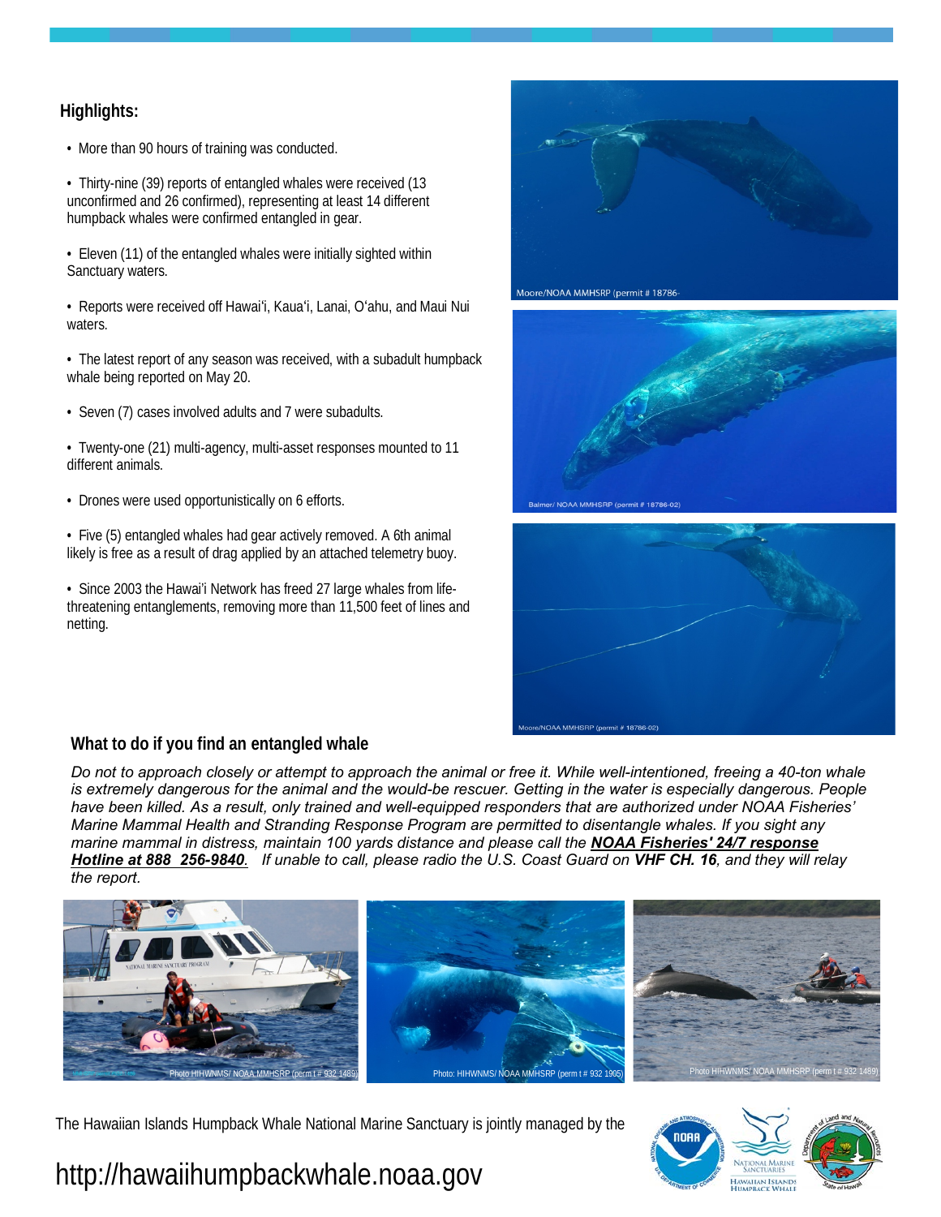## Highlights:

- More than 90 hours of training was conducted.
- Thirty-nine (39) reports of entangled whales were received (13 unconfirmed and 26 confirmed), representing at least 14 different humpback whales were confirmed entangled in gear.
- Eleven (11) of the entangled whales were initially sighted within Sanctuary waters.
- Reports were received off Hawai'i, Kaua'i, Lanai, O'ahu, and Maui Nui waters.
- The latest report of any season was received, with a subadult humpback whale being reported on May 20.
- Seven (7) cases involved adults and 7 were subadults.
- Twenty-one (21) multi-agency, multi-asset responses mounted to 11 different animals.
- Drones were used opportunistically on 6 efforts.
- Five (5) entangled whales had gear actively removed. A 6th animal likely is free as a result of drag applied by an attached telemetry buoy.
- Since 2003 the Hawai'i Network has freed 27 large whales from life-threatening entanglements, removing more than 11,500 feet of lines and netting.

Moore/NOAA MMHSRP (permit # 18786-

Balmer/ NOAA MMHSRP (permit # 18786-02)

Moore/NOAA MMHSRP (permit # 18786-02)

## What to do if you find an entangled whale

*Do not to approach closely or attempt to approach the animal or free it. While well-intentioned, freeing a 40-ton whale is extremely dangerous for the animal and the would-be rescuer. Getting in the water is especially dangerous. People have been killed. As a result, only trained and well-equipped responders that are authorized under NOAA Fisheries' Marine Mammal Health and Stranding Response Program are permitted to disentangle whales. If you sight any marine mammal in distress, maintain 100 yards distance and please call the* ***NOAA Fisheries' 24/7 response Hotline at 888 256-9840****. If unable to call, please radio the U.S. Coast Guard on* ***VHF CH. 16****, and they will relay the report.*

Photo HIHWNMS/ NOAA MMHSRP (perm t # 932 1489)

Photo: HIHWNMS/ NOAA MMHSRP (perm t # 932 1905)

Photo HIHWNMS/ NOAA MMHSRP (perm t # 932 1489)

The Hawaiian Islands Humpback Whale National Marine Sanctuary is jointly managed by the

http://hawaiihumpbackwhale.noaa.gov